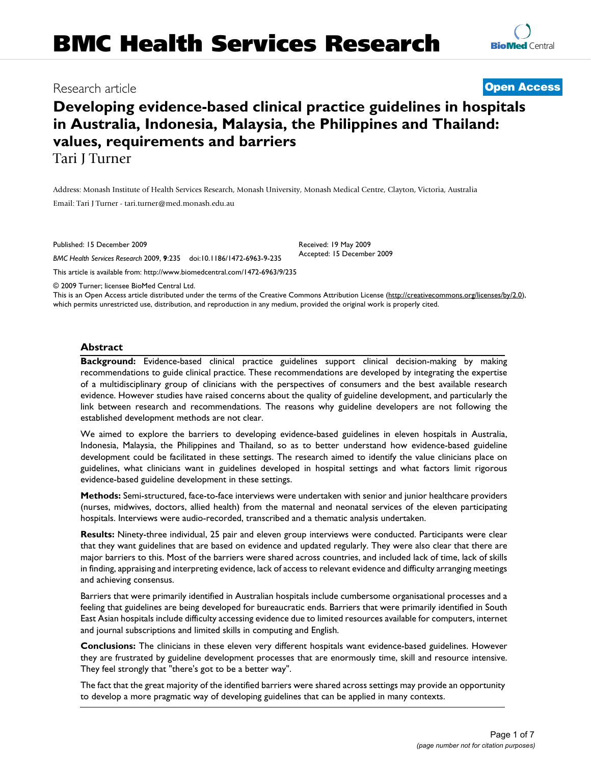# BMC Health Services Research

Research article

**Open Access**

# Developing evidence-based clinical practice guidelines in hospitals in Australia, Indonesia, Malaysia, the Philippines and Thailand: values, requirements and barriers

Tari J Turner

Address: Monash Institute of Health Services Research, Monash University, Monash Medical Centre, Clayton, Victoria, Australia

Email: Tari J Turner - tari.turner@med.monash.edu.au

Published: 15 December 2009

*BMC Health Services Research* 2009, **9**:235 doi:10.1186/1472-6963-9-235

Received: 19 May 2009
Accepted: 15 December 2009

This article is available from: http://www.biomedcentral.com/1472-6963/9/235

© 2009 Turner; licensee BioMed Central Ltd.

This is an Open Access article distributed under the terms of the Creative Commons Attribution License (http://creativecommons.org/licenses/by/2.0), which permits unrestricted use, distribution, and reproduction in any medium, provided the original work is properly cited.

## Abstract

**Background:** Evidence-based clinical practice guidelines support clinical decision-making by making recommendations to guide clinical practice. These recommendations are developed by integrating the expertise of a multidisciplinary group of clinicians with the perspectives of consumers and the best available research evidence. However studies have raised concerns about the quality of guideline development, and particularly the link between research and recommendations. The reasons why guideline developers are not following the established development methods are not clear.

We aimed to explore the barriers to developing evidence-based guidelines in eleven hospitals in Australia, Indonesia, Malaysia, the Philippines and Thailand, so as to better understand how evidence-based guideline development could be facilitated in these settings. The research aimed to identify the value clinicians place on guidelines, what clinicians want in guidelines developed in hospital settings and what factors limit rigorous evidence-based guideline development in these settings.

**Methods:** Semi-structured, face-to-face interviews were undertaken with senior and junior healthcare providers (nurses, midwives, doctors, allied health) from the maternal and neonatal services of the eleven participating hospitals. Interviews were audio-recorded, transcribed and a thematic analysis undertaken.

**Results:** Ninety-three individual, 25 pair and eleven group interviews were conducted. Participants were clear that they want guidelines that are based on evidence and updated regularly. They were also clear that there are major barriers to this. Most of the barriers were shared across countries, and included lack of time, lack of skills in finding, appraising and interpreting evidence, lack of access to relevant evidence and difficulty arranging meetings and achieving consensus.

Barriers that were primarily identified in Australian hospitals include cumbersome organisational processes and a feeling that guidelines are being developed for bureaucratic ends. Barriers that were primarily identified in South East Asian hospitals include difficulty accessing evidence due to limited resources available for computers, internet and journal subscriptions and limited skills in computing and English.

**Conclusions:** The clinicians in these eleven very different hospitals want evidence-based guidelines. However they are frustrated by guideline development processes that are enormously time, skill and resource intensive. They feel strongly that "there's got to be a better way".

The fact that the great majority of the identified barriers were shared across settings may provide an opportunity to develop a more pragmatic way of developing guidelines that can be applied in many contexts.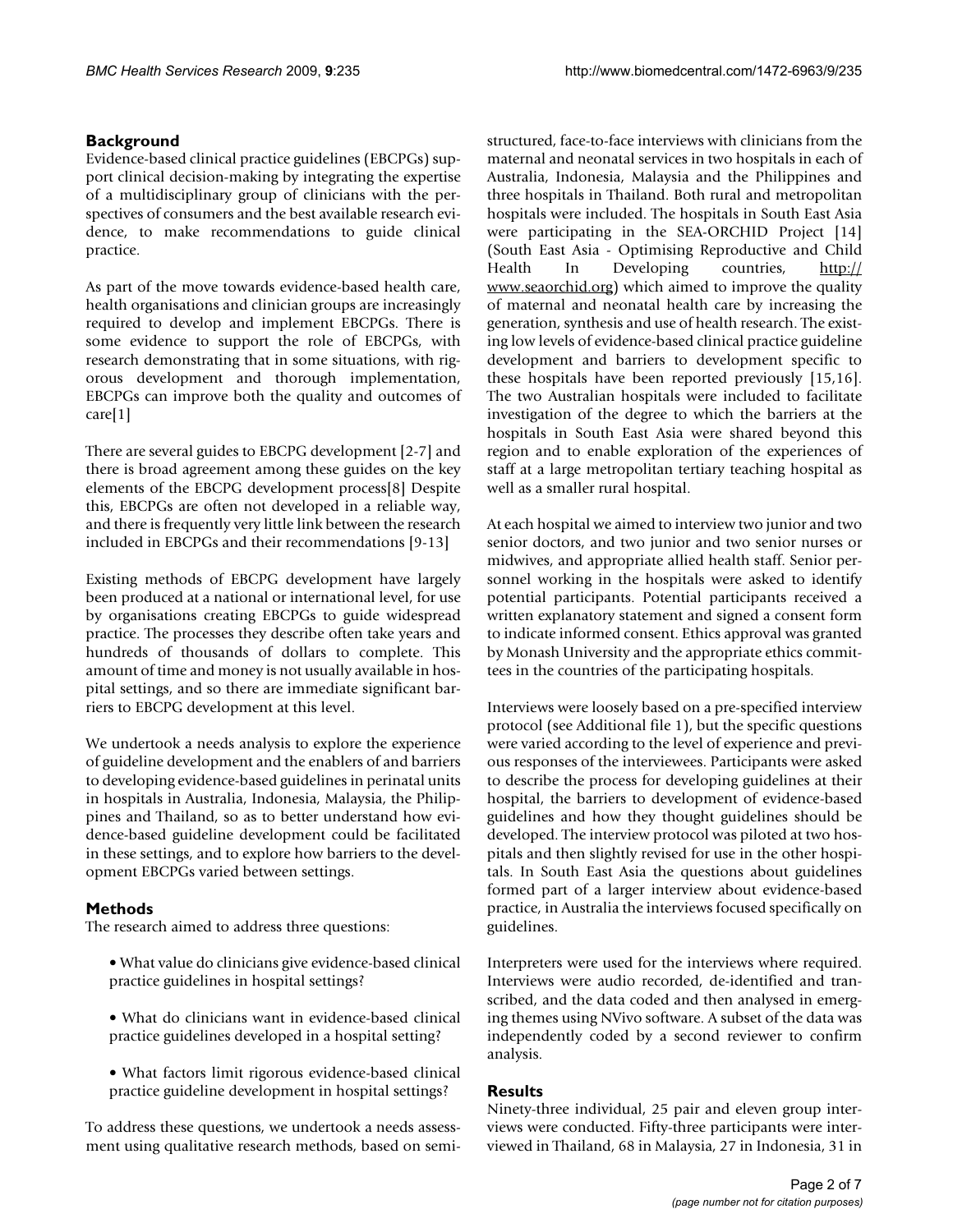## Background

Evidence-based clinical practice guidelines (EBCPGs) support clinical decision-making by integrating the expertise of a multidisciplinary group of clinicians with the perspectives of consumers and the best available research evidence, to make recommendations to guide clinical practice.

As part of the move towards evidence-based health care, health organisations and clinician groups are increasingly required to develop and implement EBCPGs. There is some evidence to support the role of EBCPGs, with research demonstrating that in some situations, with rigorous development and thorough implementation, EBCPGs can improve both the quality and outcomes of care[1]

There are several guides to EBCPG development [2-7] and there is broad agreement among these guides on the key elements of the EBCPG development process[8] Despite this, EBCPGs are often not developed in a reliable way, and there is frequently very little link between the research included in EBCPGs and their recommendations [9-13]

Existing methods of EBCPG development have largely been produced at a national or international level, for use by organisations creating EBCPGs to guide widespread practice. The processes they describe often take years and hundreds of thousands of dollars to complete. This amount of time and money is not usually available in hospital settings, and so there are immediate significant barriers to EBCPG development at this level.

We undertook a needs analysis to explore the experience of guideline development and the enablers of and barriers to developing evidence-based guidelines in perinatal units in hospitals in Australia, Indonesia, Malaysia, the Philippines and Thailand, so as to better understand how evidence-based guideline development could be facilitated in these settings, and to explore how barriers to the development EBCPGs varied between settings.

## Methods

The research aimed to address three questions:

- What value do clinicians give evidence-based clinical practice guidelines in hospital settings?
- What do clinicians want in evidence-based clinical practice guidelines developed in a hospital setting?
- What factors limit rigorous evidence-based clinical practice guideline development in hospital settings?

To address these questions, we undertook a needs assessment using qualitative research methods, based on semi-structured, face-to-face interviews with clinicians from the maternal and neonatal services in two hospitals in each of Australia, Indonesia, Malaysia and the Philippines and three hospitals in Thailand. Both rural and metropolitan hospitals were included. The hospitals in South East Asia were participating in the SEA-ORCHID Project [14] (South East Asia - Optimising Reproductive and Child Health In Developing countries, http://www.seaorchid.org) which aimed to improve the quality of maternal and neonatal health care by increasing the generation, synthesis and use of health research. The existing low levels of evidence-based clinical practice guideline development and barriers to development specific to these hospitals have been reported previously [15,16]. The two Australian hospitals were included to facilitate investigation of the degree to which the barriers at the hospitals in South East Asia were shared beyond this region and to enable exploration of the experiences of staff at a large metropolitan tertiary teaching hospital as well as a smaller rural hospital.

At each hospital we aimed to interview two junior and two senior doctors, and two junior and two senior nurses or midwives, and appropriate allied health staff. Senior personnel working in the hospitals were asked to identify potential participants. Potential participants received a written explanatory statement and signed a consent form to indicate informed consent. Ethics approval was granted by Monash University and the appropriate ethics committees in the countries of the participating hospitals.

Interviews were loosely based on a pre-specified interview protocol (see Additional file 1), but the specific questions were varied according to the level of experience and previous responses of the interviewees. Participants were asked to describe the process for developing guidelines at their hospital, the barriers to development of evidence-based guidelines and how they thought guidelines should be developed. The interview protocol was piloted at two hospitals and then slightly revised for use in the other hospitals. In South East Asia the questions about guidelines formed part of a larger interview about evidence-based practice, in Australia the interviews focused specifically on guidelines.

Interpreters were used for the interviews where required. Interviews were audio recorded, de-identified and transcribed, and the data coded and then analysed in emerging themes using NVivo software. A subset of the data was independently coded by a second reviewer to confirm analysis.

## Results

Ninety-three individual, 25 pair and eleven group interviews were conducted. Fifty-three participants were interviewed in Thailand, 68 in Malaysia, 27 in Indonesia, 31 in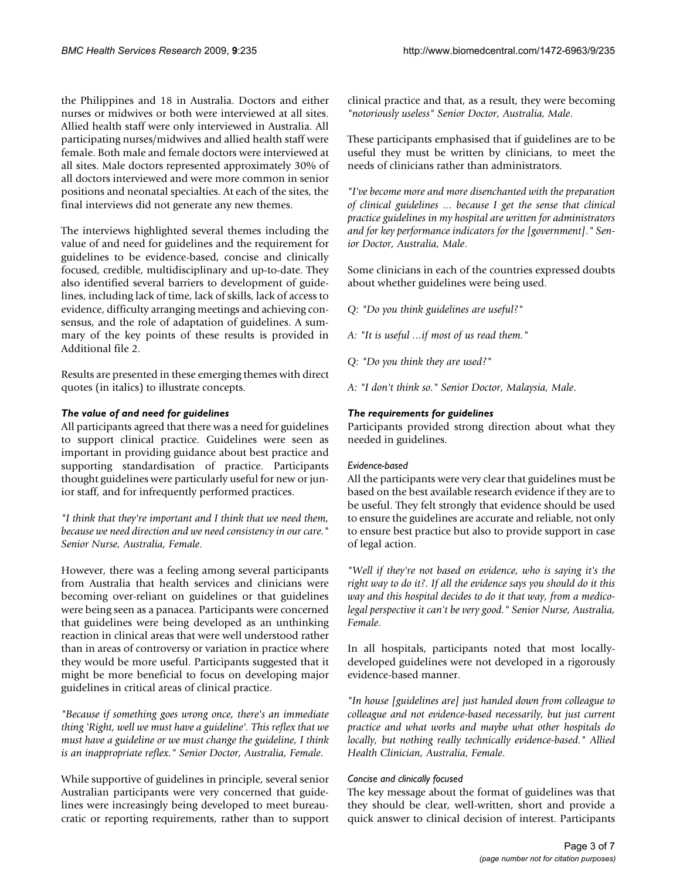the Philippines and 18 in Australia. Doctors and either nurses or midwives or both were interviewed at all sites. Allied health staff were only interviewed in Australia. All participating nurses/midwives and allied health staff were female. Both male and female doctors were interviewed at all sites. Male doctors represented approximately 30% of all doctors interviewed and were more common in senior positions and neonatal specialties. At each of the sites, the final interviews did not generate any new themes.

The interviews highlighted several themes including the value of and need for guidelines and the requirement for guidelines to be evidence-based, concise and clinically focused, credible, multidisciplinary and up-to-date. They also identified several barriers to development of guidelines, including lack of time, lack of skills, lack of access to evidence, difficulty arranging meetings and achieving consensus, and the role of adaptation of guidelines. A summary of the key points of these results is provided in Additional file 2.

Results are presented in these emerging themes with direct quotes (in italics) to illustrate concepts.

### *The value of and need for guidelines*

All participants agreed that there was a need for guidelines to support clinical practice. Guidelines were seen as important in providing guidance about best practice and supporting standardisation of practice. Participants thought guidelines were particularly useful for new or junior staff, and for infrequently performed practices.

*"I think that they're important and I think that we need them, because we need direction and we need consistency in our care." Senior Nurse, Australia, Female.*

However, there was a feeling among several participants from Australia that health services and clinicians were becoming over-reliant on guidelines or that guidelines were being seen as a panacea. Participants were concerned that guidelines were being developed as an unthinking reaction in clinical areas that were well understood rather than in areas of controversy or variation in practice where they would be more useful. Participants suggested that it might be more beneficial to focus on developing major guidelines in critical areas of clinical practice.

*"Because if something goes wrong once, there's an immediate thing 'Right, well we must have a guideline'. This reflex that we must have a guideline or we must change the guideline, I think is an inappropriate reflex." Senior Doctor, Australia, Female.*

While supportive of guidelines in principle, several senior Australian participants were very concerned that guidelines were increasingly being developed to meet bureaucratic or reporting requirements, rather than to support clinical practice and that, as a result, they were becoming *"notoriously useless" Senior Doctor, Australia, Male.*

These participants emphasised that if guidelines are to be useful they must be written by clinicians, to meet the needs of clinicians rather than administrators.

*"I've become more and more disenchanted with the preparation of clinical guidelines ... because I get the sense that clinical practice guidelines in my hospital are written for administrators and for key performance indicators for the [government]." Senior Doctor, Australia, Male.*

Some clinicians in each of the countries expressed doubts about whether guidelines were being used.

*Q: "Do you think guidelines are useful?"*

*A: "It is useful ...if most of us read them."*

*Q: "Do you think they are used?"*

*A: "I don't think so." Senior Doctor, Malaysia, Male.*

### *The requirements for guidelines*

Participants provided strong direction about what they needed in guidelines.

#### *Evidence-based*

All the participants were very clear that guidelines must be based on the best available research evidence if they are to be useful. They felt strongly that evidence should be used to ensure the guidelines are accurate and reliable, not only to ensure best practice but also to provide support in case of legal action.

*"Well if they're not based on evidence, who is saying it's the right way to do it?. If all the evidence says you should do it this way and this hospital decides to do it that way, from a medico-legal perspective it can't be very good." Senior Nurse, Australia, Female.*

In all hospitals, participants noted that most locally-developed guidelines were not developed in a rigorously evidence-based manner.

*"In house [guidelines are] just handed down from colleague to colleague and not evidence-based necessarily, but just current practice and what works and maybe what other hospitals do locally, but nothing really technically evidence-based." Allied Health Clinician, Australia, Female.*

#### *Concise and clinically focused*

The key message about the format of guidelines was that they should be clear, well-written, short and provide a quick answer to clinical decision of interest. Participants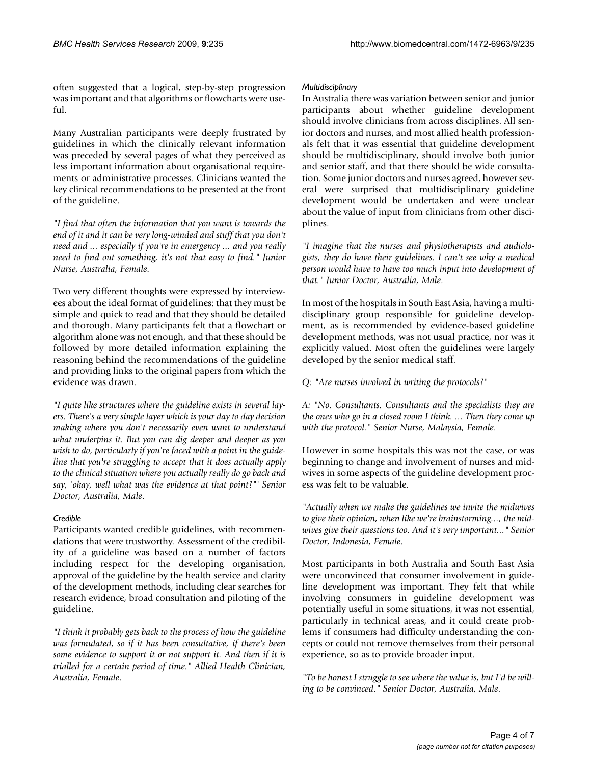often suggested that a logical, step-by-step progression was important and that algorithms or flowcharts were useful.

Many Australian participants were deeply frustrated by guidelines in which the clinically relevant information was preceded by several pages of what they perceived as less important information about organisational requirements or administrative processes. Clinicians wanted the key clinical recommendations to be presented at the front of the guideline.

*"I find that often the information that you want is towards the end of it and it can be very long-winded and stuff that you don't need and ... especially if you're in emergency ... and you really need to find out something, it's not that easy to find." Junior Nurse, Australia, Female.*

Two very different thoughts were expressed by interviewees about the ideal format of guidelines: that they must be simple and quick to read and that they should be detailed and thorough. Many participants felt that a flowchart or algorithm alone was not enough, and that these should be followed by more detailed information explaining the reasoning behind the recommendations of the guideline and providing links to the original papers from which the evidence was drawn.

*"I quite like structures where the guideline exists in several layers. There's a very simple layer which is your day to day decision making where you don't necessarily even want to understand what underpins it. But you can dig deeper and deeper as you wish to do, particularly if you're faced with a point in the guideline that you're struggling to accept that it does actually apply to the clinical situation where you actually really do go back and say, 'okay, well what was the evidence at that point?"' Senior Doctor, Australia, Male.*

#### *Credible*

Participants wanted credible guidelines, with recommendations that were trustworthy. Assessment of the credibility of a guideline was based on a number of factors including respect for the developing organisation, approval of the guideline by the health service and clarity of the development methods, including clear searches for research evidence, broad consultation and piloting of the guideline.

*"I think it probably gets back to the process of how the guideline was formulated, so if it has been consultative, if there's been some evidence to support it or not support it. And then if it is trialled for a certain period of time." Allied Health Clinician, Australia, Female.*

#### *Multidisciplinary*

In Australia there was variation between senior and junior participants about whether guideline development should involve clinicians from across disciplines. All senior doctors and nurses, and most allied health professionals felt that it was essential that guideline development should be multidisciplinary, should involve both junior and senior staff, and that there should be wide consultation. Some junior doctors and nurses agreed, however several were surprised that multidisciplinary guideline development would be undertaken and were unclear about the value of input from clinicians from other disciplines.

*"I imagine that the nurses and physiotherapists and audiologists, they do have their guidelines. I can't see why a medical person would have to have too much input into development of that." Junior Doctor, Australia, Male.*

In most of the hospitals in South East Asia, having a multidisciplinary group responsible for guideline development, as is recommended by evidence-based guideline development methods, was not usual practice, nor was it explicitly valued. Most often the guidelines were largely developed by the senior medical staff.

*Q: "Are nurses involved in writing the protocols?"*

*A: "No. Consultants. Consultants and the specialists they are the ones who go in a closed room I think. ... Then they come up with the protocol." Senior Nurse, Malaysia, Female.*

However in some hospitals this was not the case, or was beginning to change and involvement of nurses and midwives in some aspects of the guideline development process was felt to be valuable.

*"Actually when we make the guidelines we invite the midwives to give their opinion, when like we're brainstorming..., the midwives give their questions too. And it's very important..." Senior Doctor, Indonesia, Female.*

Most participants in both Australia and South East Asia were unconvinced that consumer involvement in guideline development was important. They felt that while involving consumers in guideline development was potentially useful in some situations, it was not essential, particularly in technical areas, and it could create problems if consumers had difficulty understanding the concepts or could not remove themselves from their personal experience, so as to provide broader input.

*"To be honest I struggle to see where the value is, but I'd be willing to be convinced." Senior Doctor, Australia, Male.*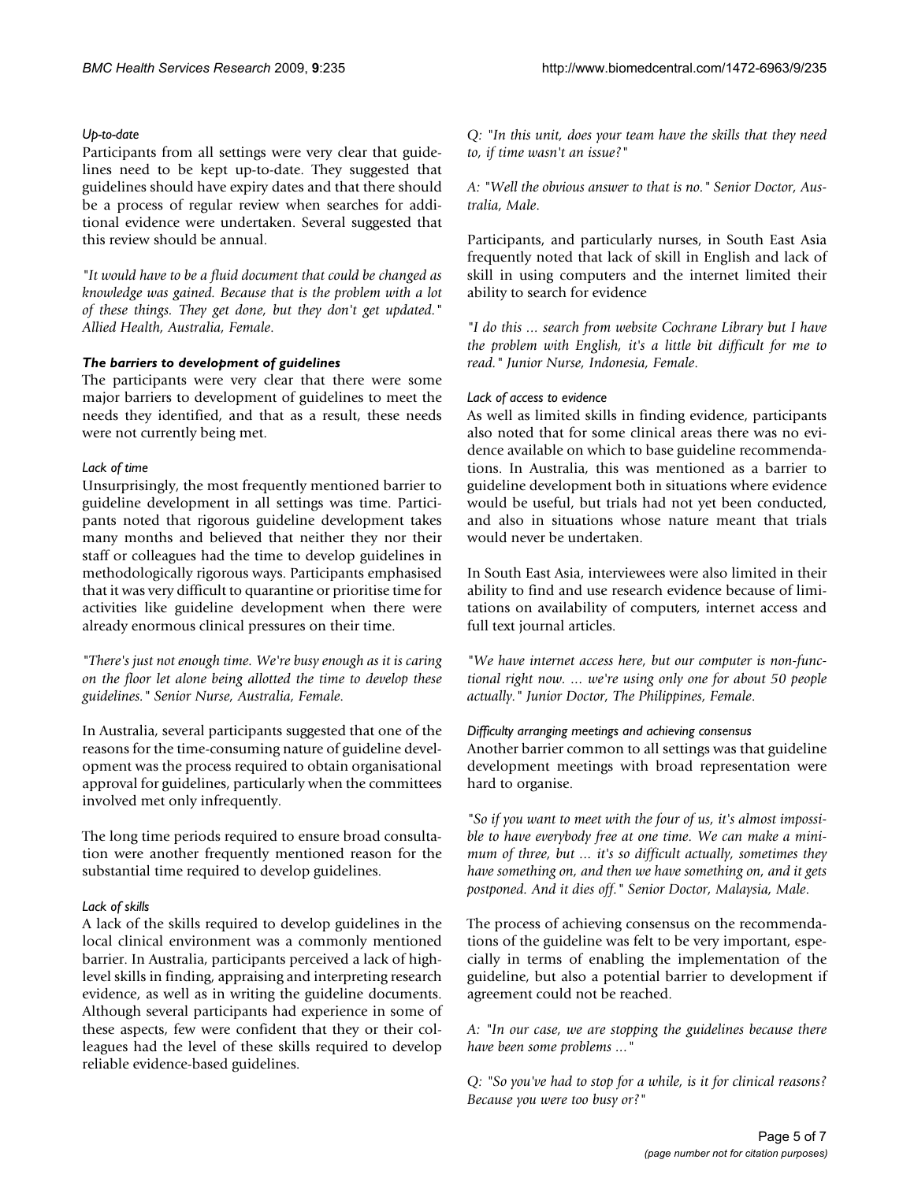#### *Up-to-date*

Participants from all settings were very clear that guidelines need to be kept up-to-date. They suggested that guidelines should have expiry dates and that there should be a process of regular review when searches for additional evidence were undertaken. Several suggested that this review should be annual.

*"It would have to be a fluid document that could be changed as knowledge was gained. Because that is the problem with a lot of these things. They get done, but they don't get updated."* *Allied Health, Australia, Female.*

### *The barriers to development of guidelines*

The participants were very clear that there were some major barriers to development of guidelines to meet the needs they identified, and that as a result, these needs were not currently being met.

#### *Lack of time*

Unsurprisingly, the most frequently mentioned barrier to guideline development in all settings was time. Participants noted that rigorous guideline development takes many months and believed that neither they nor their staff or colleagues had the time to develop guidelines in methodologically rigorous ways. Participants emphasised that it was very difficult to quarantine or prioritise time for activities like guideline development when there were already enormous clinical pressures on their time.

*"There's just not enough time. We're busy enough as it is caring on the floor let alone being allotted the time to develop these guidelines."* *Senior Nurse, Australia, Female.*

In Australia, several participants suggested that one of the reasons for the time-consuming nature of guideline development was the process required to obtain organisational approval for guidelines, particularly when the committees involved met only infrequently.

The long time periods required to ensure broad consultation were another frequently mentioned reason for the substantial time required to develop guidelines.

#### *Lack of skills*

A lack of the skills required to develop guidelines in the local clinical environment was a commonly mentioned barrier. In Australia, participants perceived a lack of high-level skills in finding, appraising and interpreting research evidence, as well as in writing the guideline documents. Although several participants had experience in some of these aspects, few were confident that they or their colleagues had the level of these skills required to develop reliable evidence-based guidelines.

*Q: "In this unit, does your team have the skills that they need to, if time wasn't an issue?"*

*A: "Well the obvious answer to that is no."* *Senior Doctor, Australia, Male.*

Participants, and particularly nurses, in South East Asia frequently noted that lack of skill in English and lack of skill in using computers and the internet limited their ability to search for evidence

*"I do this ... search from website Cochrane Library but I have the problem with English, it's a little bit difficult for me to read."* *Junior Nurse, Indonesia, Female.*

#### *Lack of access to evidence*

As well as limited skills in finding evidence, participants also noted that for some clinical areas there was no evidence available on which to base guideline recommendations. In Australia, this was mentioned as a barrier to guideline development both in situations where evidence would be useful, but trials had not yet been conducted, and also in situations whose nature meant that trials would never be undertaken.

In South East Asia, interviewees were also limited in their ability to find and use research evidence because of limitations on availability of computers, internet access and full text journal articles.

*"We have internet access here, but our computer is non-functional right now. ... we're using only one for about 50 people actually."* *Junior Doctor, The Philippines, Female.*

#### *Difficulty arranging meetings and achieving consensus*

Another barrier common to all settings was that guideline development meetings with broad representation were hard to organise.

*"So if you want to meet with the four of us, it's almost impossible to have everybody free at one time. We can make a minimum of three, but ... it's so difficult actually, sometimes they have something on, and then we have something on, and it gets postponed. And it dies off."* *Senior Doctor, Malaysia, Male.*

The process of achieving consensus on the recommendations of the guideline was felt to be very important, especially in terms of enabling the implementation of the guideline, but also a potential barrier to development if agreement could not be reached.

*A: "In our case, we are stopping the guidelines because there have been some problems ..."*

*Q: "So you've had to stop for a while, is it for clinical reasons? Because you were too busy or?"*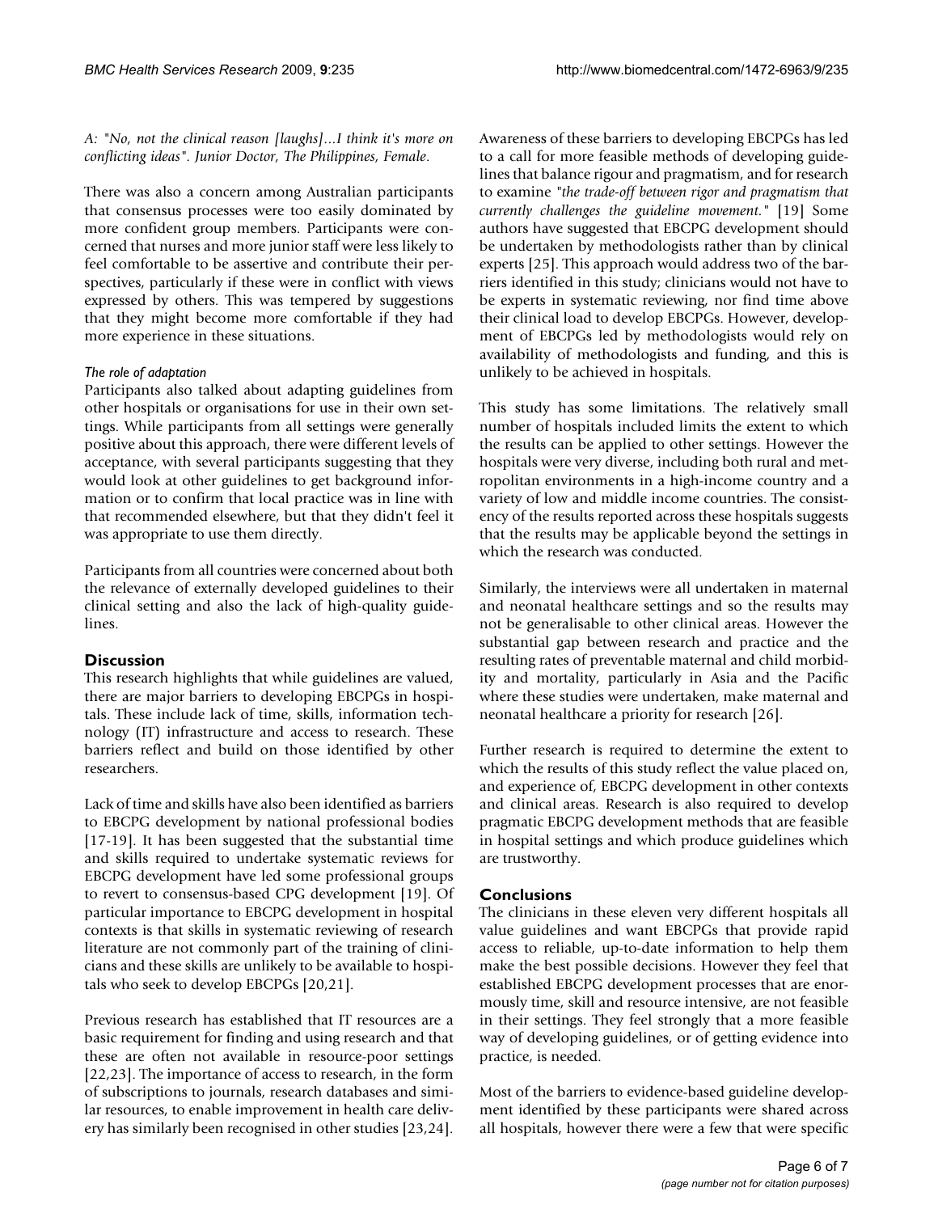*A: "No, not the clinical reason [laughs]...I think it's more on conflicting ideas". Junior Doctor, The Philippines, Female.*

There was also a concern among Australian participants that consensus processes were too easily dominated by more confident group members. Participants were concerned that nurses and more junior staff were less likely to feel comfortable to be assertive and contribute their perspectives, particularly if these were in conflict with views expressed by others. This was tempered by suggestions that they might become more comfortable if they had more experience in these situations.

#### *The role of adaptation*

Participants also talked about adapting guidelines from other hospitals or organisations for use in their own settings. While participants from all settings were generally positive about this approach, there were different levels of acceptance, with several participants suggesting that they would look at other guidelines to get background information or to confirm that local practice was in line with that recommended elsewhere, but that they didn't feel it was appropriate to use them directly.

Participants from all countries were concerned about both the relevance of externally developed guidelines to their clinical setting and also the lack of high-quality guidelines.

## Discussion

This research highlights that while guidelines are valued, there are major barriers to developing EBCPGs in hospitals. These include lack of time, skills, information technology (IT) infrastructure and access to research. These barriers reflect and build on those identified by other researchers.

Lack of time and skills have also been identified as barriers to EBCPG development by national professional bodies [17-19]. It has been suggested that the substantial time and skills required to undertake systematic reviews for EBCPG development have led some professional groups to revert to consensus-based CPG development [19]. Of particular importance to EBCPG development in hospital contexts is that skills in systematic reviewing of research literature are not commonly part of the training of clinicians and these skills are unlikely to be available to hospitals who seek to develop EBCPGs [20,21].

Previous research has established that IT resources are a basic requirement for finding and using research and that these are often not available in resource-poor settings [22,23]. The importance of access to research, in the form of subscriptions to journals, research databases and similar resources, to enable improvement in health care delivery has similarly been recognised in other studies [23,24].

Awareness of these barriers to developing EBCPGs has led to a call for more feasible methods of developing guidelines that balance rigour and pragmatism, and for research to examine *"the trade-off between rigor and pragmatism that currently challenges the guideline movement."* [19] Some authors have suggested that EBCPG development should be undertaken by methodologists rather than by clinical experts [25]. This approach would address two of the barriers identified in this study; clinicians would not have to be experts in systematic reviewing, nor find time above their clinical load to develop EBCPGs. However, development of EBCPGs led by methodologists would rely on availability of methodologists and funding, and this is unlikely to be achieved in hospitals.

This study has some limitations. The relatively small number of hospitals included limits the extent to which the results can be applied to other settings. However the hospitals were very diverse, including both rural and metropolitan environments in a high-income country and a variety of low and middle income countries. The consistency of the results reported across these hospitals suggests that the results may be applicable beyond the settings in which the research was conducted.

Similarly, the interviews were all undertaken in maternal and neonatal healthcare settings and so the results may not be generalisable to other clinical areas. However the substantial gap between research and practice and the resulting rates of preventable maternal and child morbidity and mortality, particularly in Asia and the Pacific where these studies were undertaken, make maternal and neonatal healthcare a priority for research [26].

Further research is required to determine the extent to which the results of this study reflect the value placed on, and experience of, EBCPG development in other contexts and clinical areas. Research is also required to develop pragmatic EBCPG development methods that are feasible in hospital settings and which produce guidelines which are trustworthy.

## Conclusions

The clinicians in these eleven very different hospitals all value guidelines and want EBCPGs that provide rapid access to reliable, up-to-date information to help them make the best possible decisions. However they feel that established EBCPG development processes that are enormously time, skill and resource intensive, are not feasible in their settings. They feel strongly that a more feasible way of developing guidelines, or of getting evidence into practice, is needed.

Most of the barriers to evidence-based guideline development identified by these participants were shared across all hospitals, however there were a few that were specific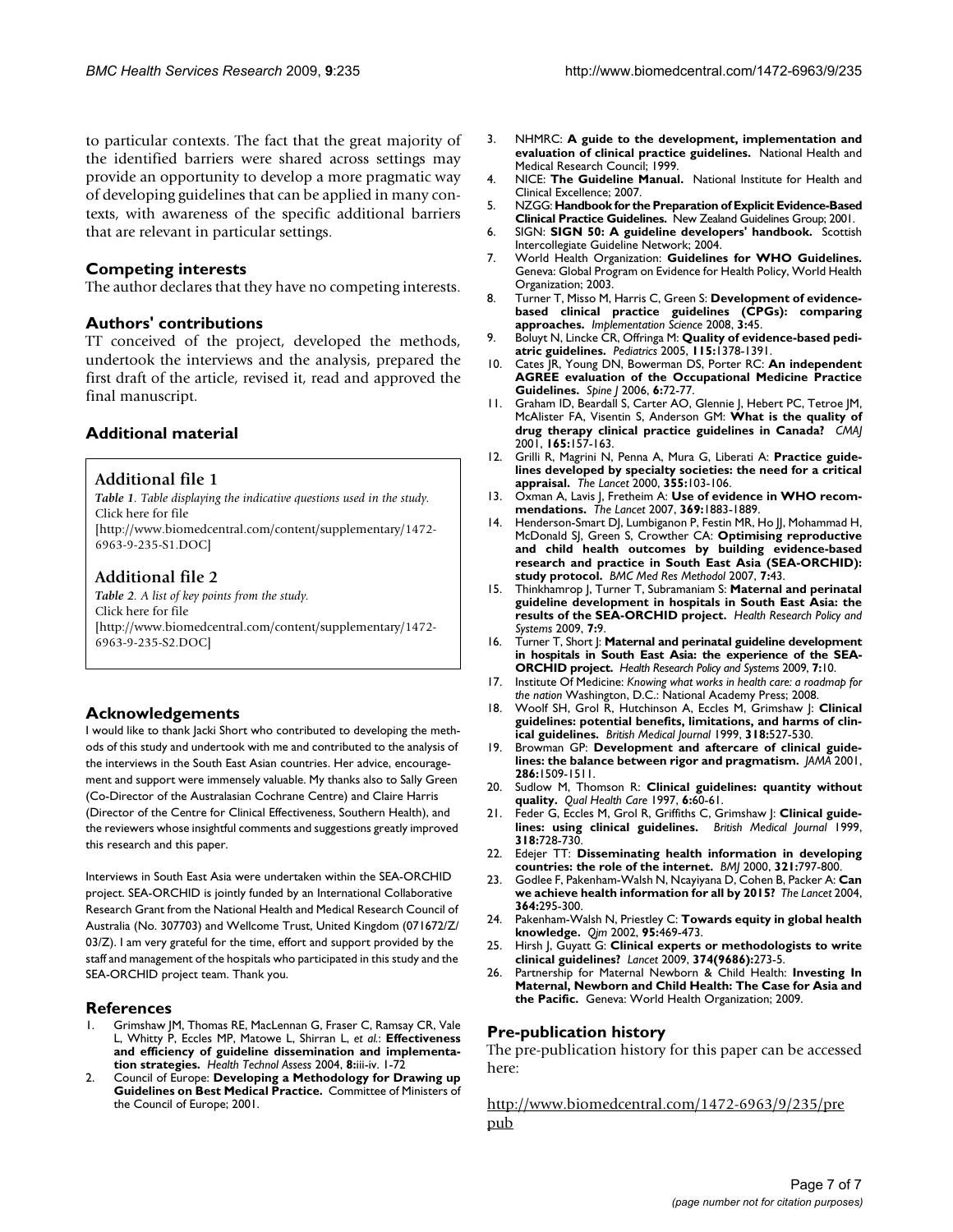to particular contexts. The fact that the great majority of the identified barriers were shared across settings may provide an opportunity to develop a more pragmatic way of developing guidelines that can be applied in many contexts, with awareness of the specific additional barriers that are relevant in particular settings.

## Competing interests

The author declares that they have no competing interests.

## Authors' contributions

TT conceived of the project, developed the methods, undertook the interviews and the analysis, prepared the first draft of the article, revised it, read and approved the final manuscript.

## Additional material

### Additional file 1

*Table 1. Table displaying the indicative questions used in the study.*
Click here for file
[http://www.biomedcentral.com/content/supplementary/1472-6963-9-235-S1.DOC]

### Additional file 2

*Table 2. A list of key points from the study.*
Click here for file
[http://www.biomedcentral.com/content/supplementary/1472-6963-9-235-S2.DOC]

## Acknowledgements

I would like to thank Jacki Short who contributed to developing the methods of this study and undertook with me and contributed to the analysis of the interviews in the South East Asian countries. Her advice, encouragement and support were immensely valuable. My thanks also to Sally Green (Co-Director of the Australasian Cochrane Centre) and Claire Harris (Director of the Centre for Clinical Effectiveness, Southern Health), and the reviewers whose insightful comments and suggestions greatly improved this research and this paper.

Interviews in South East Asia were undertaken within the SEA-ORCHID project. SEA-ORCHID is jointly funded by an International Collaborative Research Grant from the National Health and Medical Research Council of Australia (No. 307703) and Wellcome Trust, United Kingdom (071672/Z/03/Z). I am very grateful for the time, effort and support provided by the staff and management of the hospitals who participated in this study and the SEA-ORCHID project team. Thank you.

## References

1. Grimshaw JM, Thomas RE, MacLennan G, Fraser C, Ramsay CR, Vale L, Whitty P, Eccles MP, Matowe L, Shirran L, *et al.*: **Effectiveness and efficiency of guideline dissemination and implementation strategies.** *Health Technol Assess* 2004, **8:**iii-iv. 1-72
2. Council of Europe: **Developing a Methodology for Drawing up Guidelines on Best Medical Practice.** Committee of Ministers of the Council of Europe; 2001.
3. NHMRC: **A guide to the development, implementation and evaluation of clinical practice guidelines.** National Health and Medical Research Council; 1999.
4. NICE: **The Guideline Manual.** National Institute for Health and Clinical Excellence; 2007.
5. NZGG: **Handbook for the Preparation of Explicit Evidence-Based Clinical Practice Guidelines.** New Zealand Guidelines Group; 2001.
6. SIGN: **SIGN 50: A guideline developers' handbook.** Scottish Intercollegiate Guideline Network; 2004.
7. World Health Organization: **Guidelines for WHO Guidelines.** Geneva: Global Program on Evidence for Health Policy, World Health Organization; 2003.
8. Turner T, Misso M, Harris C, Green S: **Development of evidence-based clinical practice guidelines (CPGs): comparing approaches.** *Implementation Science* 2008, **3:**45.
9. Boluyt N, Lincke CR, Offringa M: **Quality of evidence-based pediatric guidelines.** *Pediatrics* 2005, **115:**1378-1391.
10. Cates JR, Young DN, Bowerman DS, Porter RC: **An independent AGREE evaluation of the Occupational Medicine Practice Guidelines.** *Spine J* 2006, **6:**72-77.
11. Graham ID, Beardall S, Carter AO, Glennie J, Hebert PC, Tetroe JM, McAlister FA, Visentin S, Anderson GM: **What is the quality of drug therapy clinical practice guidelines in Canada?** *CMAJ* 2001, **165:**157-163.
12. Grilli R, Magrini N, Penna A, Mura G, Liberati A: **Practice guidelines developed by specialty societies: the need for a critical appraisal.** *The Lancet* 2000, **355:**103-106.
13. Oxman A, Lavis J, Fretheim A: **Use of evidence in WHO recommendations.** *The Lancet* 2007, **369:**1883-1889.
14. Henderson-Smart DJ, Lumbiganon P, Festin MR, Ho JJ, Mohammad H, McDonald SJ, Green S, Crowther CA: **Optimising reproductive and child health outcomes by building evidence-based research and practice in South East Asia (SEA-ORCHID): study protocol.** *BMC Med Res Methodol* 2007, **7:**43.
15. Thinkhamrop J, Turner T, Subramaniam S: **Maternal and perinatal guideline development in hospitals in South East Asia: the results of the SEA-ORCHID project.** *Health Research Policy and Systems* 2009, **7:**9.
16. Turner T, Short J: **Maternal and perinatal guideline development in hospitals in South East Asia: the experience of the SEA-ORCHID project.** *Health Research Policy and Systems* 2009, **7:**10.
17. Institute Of Medicine: *Knowing what works in health care: a roadmap for the nation* Washington, D.C.: National Academy Press; 2008.
18. Woolf SH, Grol R, Hutchinson A, Eccles M, Grimshaw J: **Clinical guidelines: potential benefits, limitations, and harms of clinical guidelines.** *British Medical Journal* 1999, **318:**527-530.
19. Browman GP: **Development and aftercare of clinical guidelines: the balance between rigor and pragmatism.** *JAMA* 2001, **286:**1509-1511.
20. Sudlow M, Thomson R: **Clinical guidelines: quantity without quality.** *Qual Health Care* 1997, **6:**60-61.
21. Feder G, Eccles M, Grol R, Griffiths C, Grimshaw J: **Clinical guidelines: using clinical guidelines.** *British Medical Journal* 1999, **318:**728-730.
22. Edejer TT: **Disseminating health information in developing countries: the role of the internet.** *BMJ* 2000, **321:**797-800.
23. Godlee F, Pakenham-Walsh N, Ncayiyana D, Cohen B, Packer A: **Can we achieve health information for all by 2015?** *The Lancet* 2004, **364:**295-300.
24. Pakenham-Walsh N, Priestley C: **Towards equity in global health knowledge.** *Qjm* 2002, **95:**469-473.
25. Hirsh J, Guyatt G: **Clinical experts or methodologists to write clinical guidelines?** *Lancet* 2009, **374(9686):**273-5.
26. Partnership for Maternal Newborn & Child Health: **Investing In Maternal, Newborn and Child Health: The Case for Asia and the Pacific.** Geneva: World Health Organization; 2009.

## Pre-publication history

The pre-publication history for this paper can be accessed here:

http://www.biomedcentral.com/1472-6963/9/235/prepub